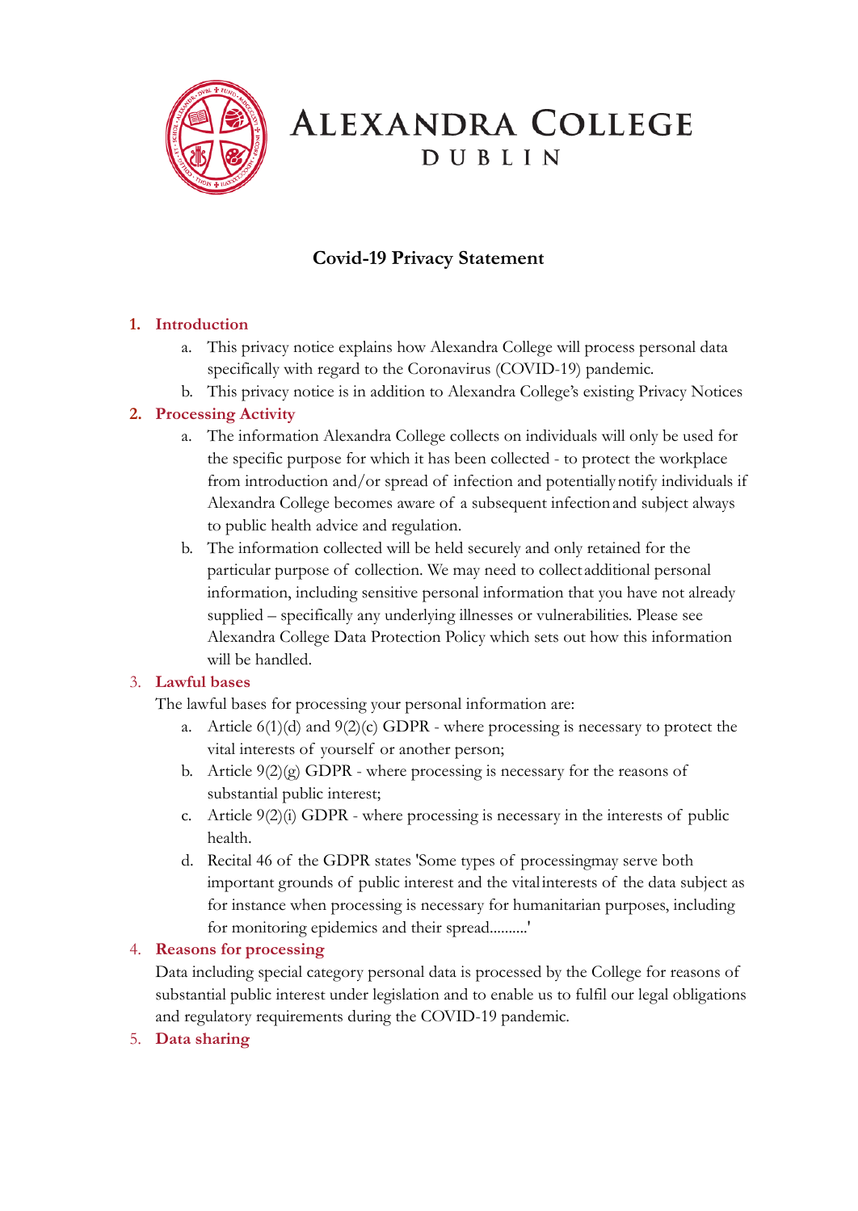# Alexandra College
## Dublin

## Covid-19 Privacy Statement

1. **Introduction**
    a. This privacy notice explains how Alexandra College will process personal data specifically with regard to the Coronavirus (COVID-19) pandemic.
    b. This privacy notice is in addition to Alexandra College's existing Privacy Notices
2. **Processing Activity**
    a. The information Alexandra College collects on individuals will only be used for the specific purpose for which it has been collected - to protect the workplace from introduction and/or spread of infection and potentially notify individuals if Alexandra College becomes aware of a subsequent infection and subject always to public health advice and regulation.
    b. The information collected will be held securely and only retained for the particular purpose of collection. We may need to collect additional personal information, including sensitive personal information that you have not already supplied – specifically any underlying illnesses or vulnerabilities. Please see Alexandra College Data Protection Policy which sets out how this information will be handled.
3. **Lawful bases**
   The lawful bases for processing your personal information are:
    a. Article 6(1)(d) and 9(2)(c) GDPR - where processing is necessary to protect the vital interests of yourself or another person;
    b. Article 9(2)(g) GDPR - where processing is necessary for the reasons of substantial public interest;
    c. Article 9(2)(i) GDPR - where processing is necessary in the interests of public health.
    d. Recital 46 of the GDPR states 'Some types of processingmay serve both important grounds of public interest and the vitalinterests of the data subject as for instance when processing is necessary for humanitarian purposes, including for monitoring epidemics and their spread.........'
4. **Reasons for processing**
   Data including special category personal data is processed by the College for reasons of substantial public interest under legislation and to enable us to fulfil our legal obligations and regulatory requirements during the COVID-19 pandemic.
5. **Data sharing**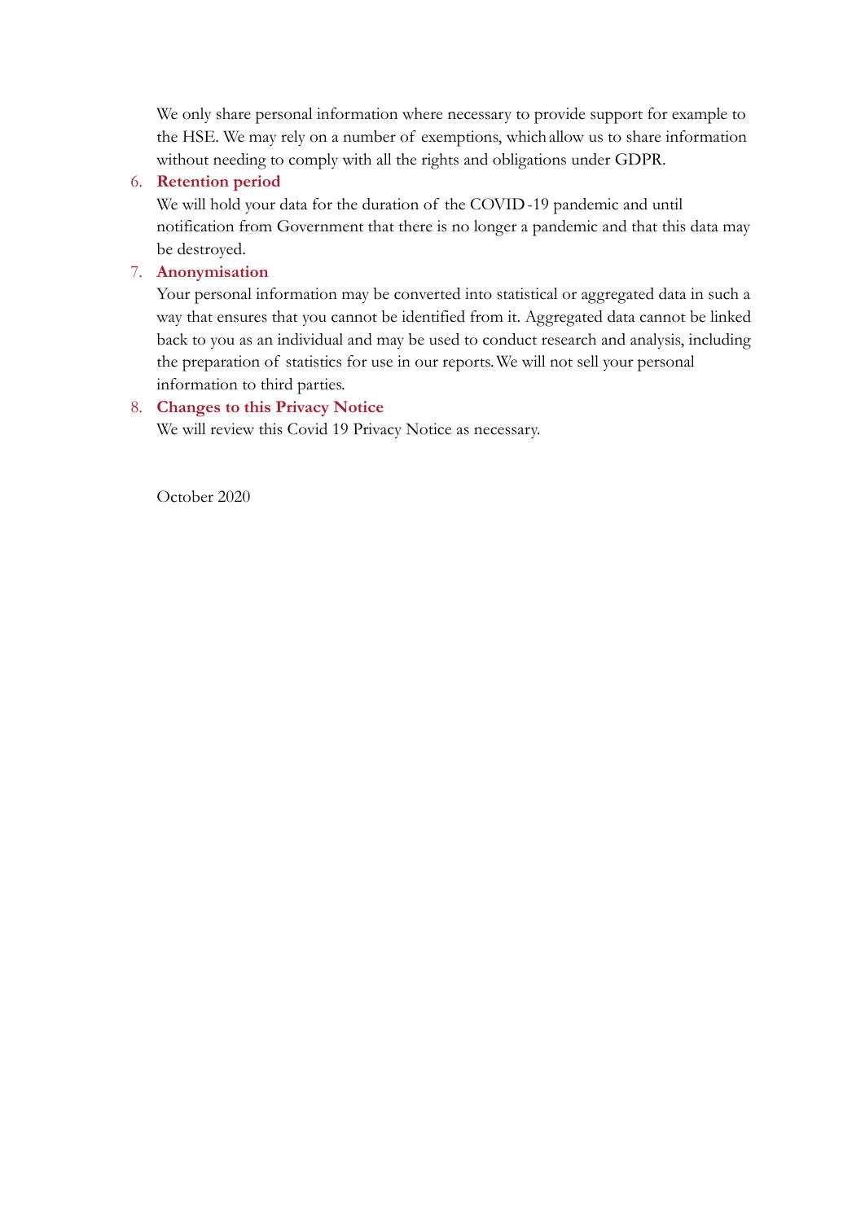We only share personal information where necessary to provide support for example to the HSE. We may rely on a number of exemptions, which allow us to share information without needing to comply with all the rights and obligations under GDPR.

6. **Retention period**

   We will hold your data for the duration of the COVID-19 pandemic and until notification from Government that there is no longer a pandemic and that this data may be destroyed.

7. **Anonymisation**

   Your personal information may be converted into statistical or aggregated data in such a way that ensures that you cannot be identified from it. Aggregated data cannot be linked back to you as an individual and may be used to conduct research and analysis, including the preparation of statistics for use in our reports. We will not sell your personal information to third parties.

8. **Changes to this Privacy Notice**

   We will review this Covid 19 Privacy Notice as necessary.

October 2020